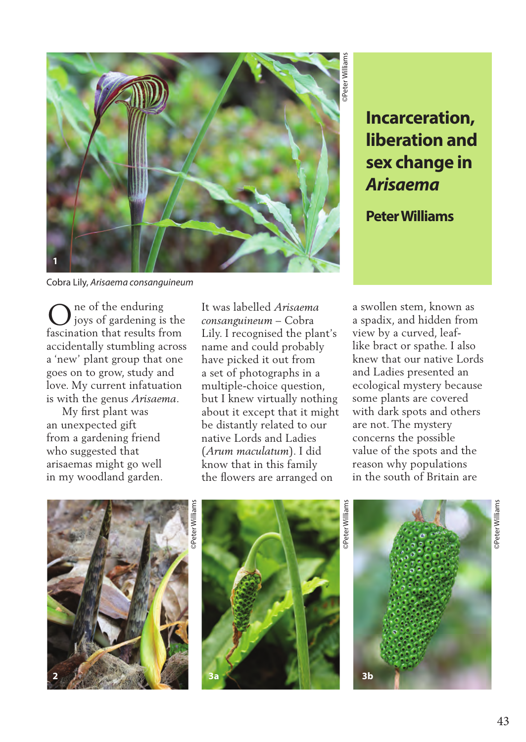# Incarceration, liberation and sex change in *Arisaema*

**Peter Williams**

Cobra Lily, *Arisaema consanguineum*

One of the enduring joys of gardening is the fascination that results from accidentally stumbling across a 'new' plant group that one goes on to grow, study and love. My current infatuation is with the genus *Arisaema*.

My first plant was an unexpected gift from a gardening friend who suggested that arisaemas might go well in my woodland garden. It was labelled *Arisaema consanguineum* – Cobra Lily. I recognised the plant's name and could probably have picked it out from a set of photographs in a multiple-choice question, but I knew virtually nothing about it except that it might be distantly related to our native Lords and Ladies (*Arum maculatum*). I did know that in this family the flowers are arranged on a swollen stem, known as a spadix, and hidden from view by a curved, leaf-like bract or spathe. I also knew that our native Lords and Ladies presented an ecological mystery because some plants are covered with dark spots and others are not. The mystery concerns the possible value of the spots and the reason why populations in the south of Britain are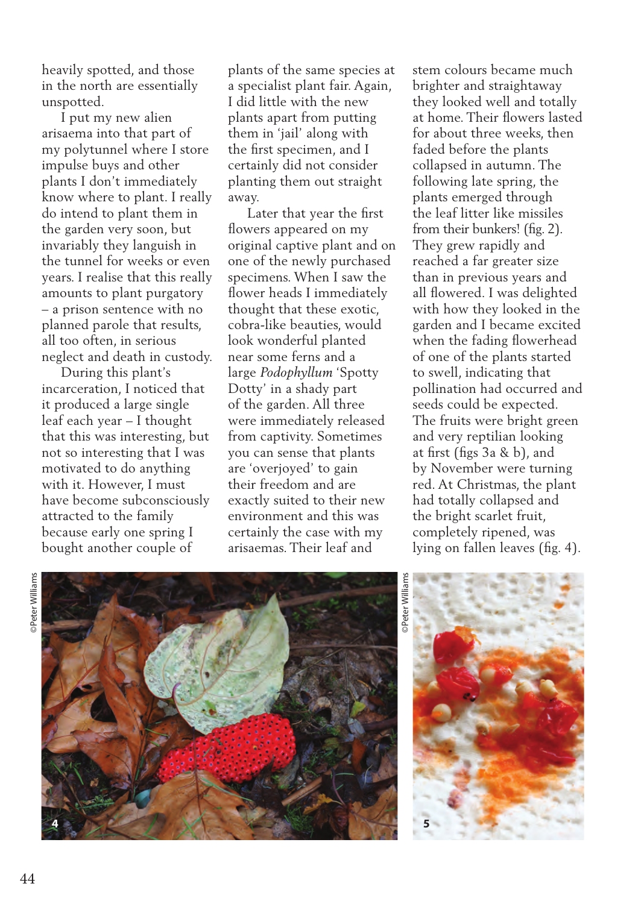heavily spotted, and those in the north are essentially unspotted.

I put my new alien arisaema into that part of my polytunnel where I store impulse buys and other plants I don't immediately know where to plant. I really do intend to plant them in the garden very soon, but invariably they languish in the tunnel for weeks or even years. I realise that this really amounts to plant purgatory – a prison sentence with no planned parole that results, all too often, in serious neglect and death in custody.

During this plant's incarceration, I noticed that it produced a large single leaf each year – I thought that this was interesting, but not so interesting that I was motivated to do anything with it. However, I must have become subconsciously attracted to the family because early one spring I bought another couple of plants of the same species at a specialist plant fair. Again, I did little with the new plants apart from putting them in 'jail' along with the first specimen, and I certainly did not consider planting them out straight away.

Later that year the first flowers appeared on my original captive plant and on one of the newly purchased specimens. When I saw the flower heads I immediately thought that these exotic, cobra-like beauties, would look wonderful planted near some ferns and a large *Podophyllum* 'Spotty Dotty' in a shady part of the garden. All three were immediately released from captivity. Sometimes you can sense that plants are 'overjoyed' to gain their freedom and are exactly suited to their new environment and this was certainly the case with my arisaemas. Their leaf and stem colours became much brighter and straightaway they looked well and totally at home. Their flowers lasted for about three weeks, then faded before the plants collapsed in autumn. The following late spring, the plants emerged through the leaf litter like missiles from their bunkers! (fig. 2). They grew rapidly and reached a far greater size than in previous years and all flowered. I was delighted with how they looked in the garden and I became excited when the fading flowerhead of one of the plants started to swell, indicating that pollination had occurred and seeds could be expected. The fruits were bright green and very reptilian looking at first (figs 3a & b), and by November were turning red. At Christmas, the plant had totally collapsed and the bright scarlet fruit, completely ripened, was lying on fallen leaves (fig. 4).

©Peter Williams

4

©Peter Williams

5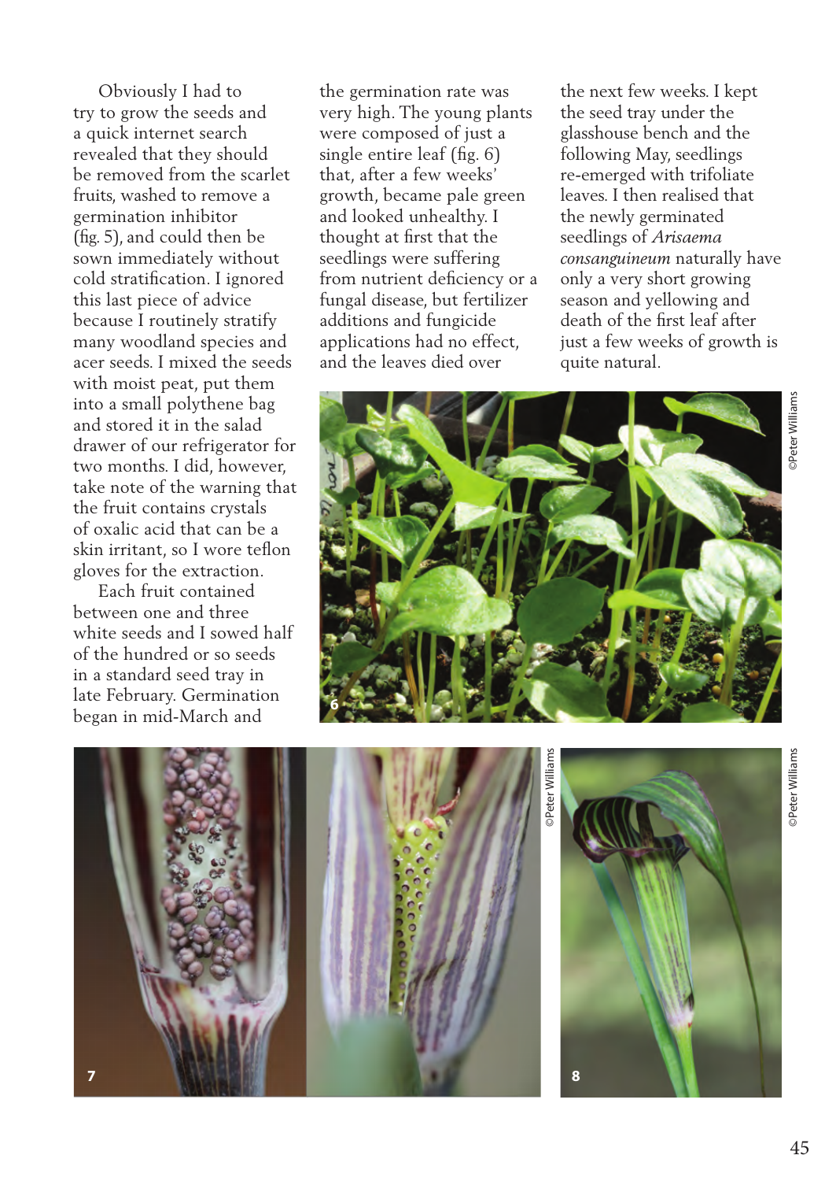Obviously I had to try to grow the seeds and a quick internet search revealed that they should be removed from the scarlet fruits, washed to remove a germination inhibitor (fig. 5), and could then be sown immediately without cold stratification. I ignored this last piece of advice because I routinely stratify many woodland species and acer seeds. I mixed the seeds with moist peat, put them into a small polythene bag and stored it in the salad drawer of our refrigerator for two months. I did, however, take note of the warning that the fruit contains crystals of oxalic acid that can be a skin irritant, so I wore teflon gloves for the extraction.

Each fruit contained between one and three white seeds and I sowed half of the hundred or so seeds in a standard seed tray in late February. Germination began in mid-March and the germination rate was very high. The young plants were composed of just a single entire leaf (fig. 6) that, after a few weeks' growth, became pale green and looked unhealthy. I thought at first that the seedlings were suffering from nutrient deficiency or a fungal disease, but fertilizer additions and fungicide applications had no effect, and the leaves died over the next few weeks. I kept the seed tray under the glasshouse bench and the following May, seedlings re-emerged with trifoliate leaves. I then realised that the newly germinated seedlings of *Arisaema consanguineum* naturally have only a very short growing season and yellowing and death of the first leaf after just a few weeks of growth is quite natural.

6 ©Peter Williams

7 ©Peter Williams

8 ©Peter Williams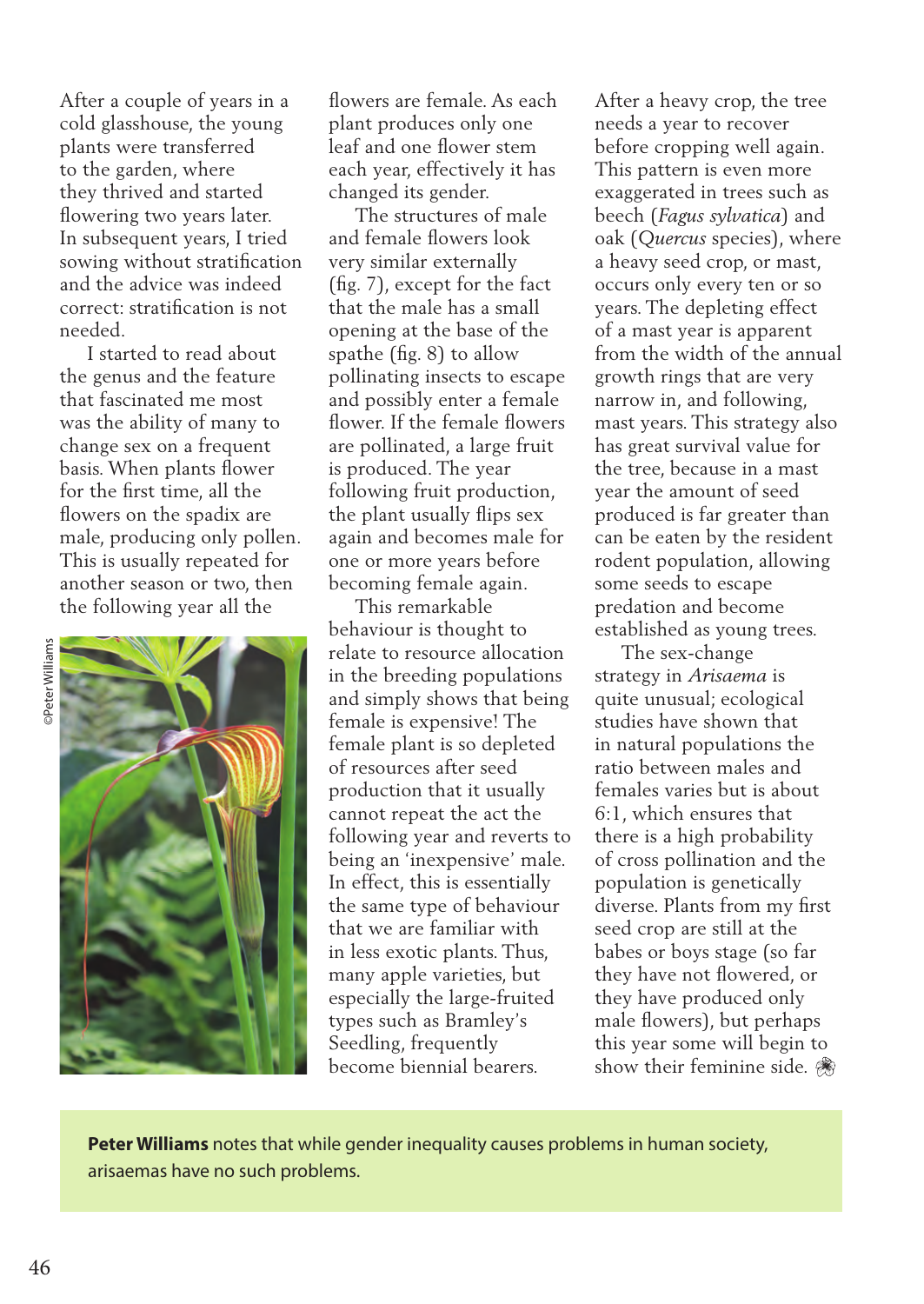After a couple of years in a cold glasshouse, the young plants were transferred to the garden, where they thrived and started flowering two years later. In subsequent years, I tried sowing without stratification and the advice was indeed correct: stratification is not needed.

I started to read about the genus and the feature that fascinated me most was the ability of many to change sex on a frequent basis. When plants flower for the first time, all the flowers on the spadix are male, producing only pollen. This is usually repeated for another season or two, then the following year all the flowers are female. As each plant produces only one leaf and one flower stem each year, effectively it has changed its gender.

The structures of male and female flowers look very similar externally (fig. 7), except for the fact that the male has a small opening at the base of the spathe (fig. 8) to allow pollinating insects to escape and possibly enter a female flower. If the female flowers are pollinated, a large fruit is produced. The year following fruit production, the plant usually flips sex again and becomes male for one or more years before becoming female again.

This remarkable behaviour is thought to relate to resource allocation in the breeding populations and simply shows that being female is expensive! The female plant is so depleted of resources after seed production that it usually cannot repeat the act the following year and reverts to being an 'inexpensive' male. In effect, this is essentially the same type of behaviour that we are familiar with in less exotic plants. Thus, many apple varieties, but especially the large-fruited types such as Bramley's Seedling, frequently become biennial bearers. After a heavy crop, the tree needs a year to recover before cropping well again. This pattern is even more exaggerated in trees such as beech (*Fagus sylvatica*) and oak (*Quercus* species), where a heavy seed crop, or mast, occurs only every ten or so years. The depleting effect of a mast year is apparent from the width of the annual growth rings that are very narrow in, and following, mast years. This strategy also has great survival value for the tree, because in a mast year the amount of seed produced is far greater than can be eaten by the resident rodent population, allowing some seeds to escape predation and become established as young trees.

The sex-change strategy in *Arisaema* is quite unusual; ecological studies have shown that in natural populations the ratio between males and females varies but is about 6:1, which ensures that there is a high probability of cross pollination and the population is genetically diverse. Plants from my first seed crop are still at the babes or boys stage (so far they have not flowered, or they have produced only male flowers), but perhaps this year some will begin to show their feminine side.

©Peter Williams

**Peter Williams** notes that while gender inequality causes problems in human society, arisaemas have no such problems.